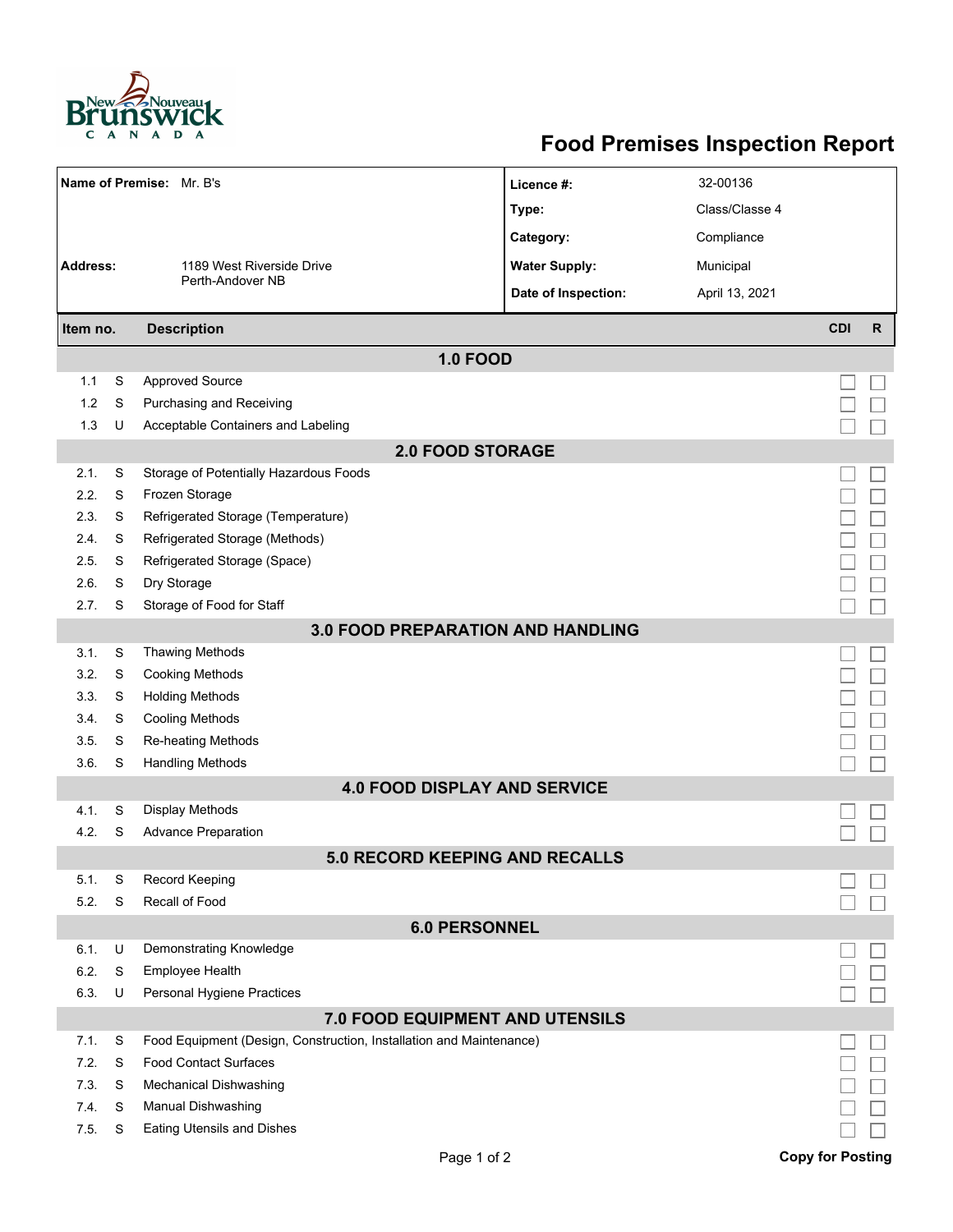# Food Premises Inspection Report

| | | | |
|---|---|---|---|
| **Name of Premise:** | Mr. B's | **Licence #:** | 32-00136 |
| | | **Type:** | Class/Classe 4 |
| | | **Category:** | Compliance |
| **Address:** | 1189 West Riverside Drive<br>Perth-Andover NB | **Water Supply:** | Municipal |
| | | **Date of Inspection:** | April 13, 2021 |

| Item no. | | Description | CDI | R |
|---|---|---|---|---|
| | | **1.0 FOOD** | | |
| 1.1 | S | Approved Source | ☐ | ☐ |
| 1.2 | S | Purchasing and Receiving | ☐ | ☐ |
| 1.3 | U | Acceptable Containers and Labeling | ☐ | ☐ |
| | | **2.0 FOOD STORAGE** | | |
| 2.1. | S | Storage of Potentially Hazardous Foods | ☐ | ☐ |
| 2.2. | S | Frozen Storage | ☐ | ☐ |
| 2.3. | S | Refrigerated Storage (Temperature) | ☐ | ☐ |
| 2.4. | S | Refrigerated Storage (Methods) | ☐ | ☐ |
| 2.5. | S | Refrigerated Storage (Space) | ☐ | ☐ |
| 2.6. | S | Dry Storage | ☐ | ☐ |
| 2.7. | S | Storage of Food for Staff | ☐ | ☐ |
| | | **3.0 FOOD PREPARATION AND HANDLING** | | |
| 3.1. | S | Thawing Methods | ☐ | ☐ |
| 3.2. | S | Cooking Methods | ☐ | ☐ |
| 3.3. | S | Holding Methods | ☐ | ☐ |
| 3.4. | S | Cooling Methods | ☐ | ☐ |
| 3.5. | S | Re-heating Methods | ☐ | ☐ |
| 3.6. | S | Handling Methods | ☐ | ☐ |
| | | **4.0 FOOD DISPLAY AND SERVICE** | | |
| 4.1. | S | Display Methods | ☐ | ☐ |
| 4.2. | S | Advance Preparation | ☐ | ☐ |
| | | **5.0 RECORD KEEPING AND RECALLS** | | |
| 5.1. | S | Record Keeping | ☐ | ☐ |
| 5.2. | S | Recall of Food | ☐ | ☐ |
| | | **6.0 PERSONNEL** | | |
| 6.1. | U | Demonstrating Knowledge | ☐ | ☐ |
| 6.2. | S | Employee Health | ☐ | ☐ |
| 6.3. | U | Personal Hygiene Practices | ☐ | ☐ |
| | | **7.0 FOOD EQUIPMENT AND UTENSILS** | | |
| 7.1. | S | Food Equipment (Design, Construction, Installation and Maintenance) | ☐ | ☐ |
| 7.2. | S | Food Contact Surfaces | ☐ | ☐ |
| 7.3. | S | Mechanical Dishwashing | ☐ | ☐ |
| 7.4. | S | Manual Dishwashing | ☐ | ☐ |
| 7.5. | S | Eating Utensils and Dishes | ☐ | ☐ |

**Copy for Posting**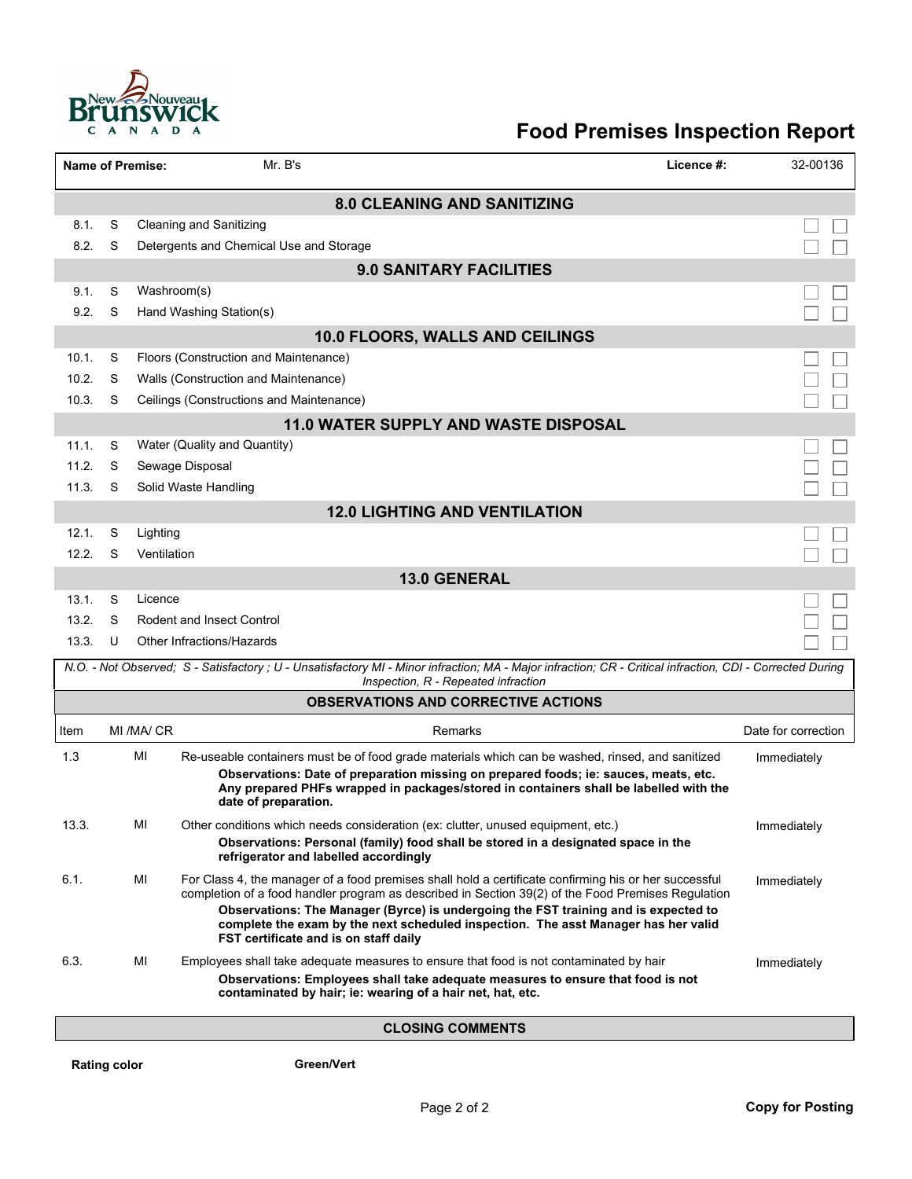# Food Premises Inspection Report

| Name of Premise: | Mr. B's | Licence #: | 32-00136 |
|---|---|---|---|

## 8.0 CLEANING AND SANITIZING

| | | | |
|---|---|---|---|
| 8.1. | S | Cleaning and Sanitizing | |
| 8.2. | S | Detergents and Chemical Use and Storage | |

## 9.0 SANITARY FACILITIES

| | | | |
|---|---|---|---|
| 9.1. | S | Washroom(s) | |
| 9.2. | S | Hand Washing Station(s) | |

## 10.0 FLOORS, WALLS AND CEILINGS

| | | | |
|---|---|---|---|
| 10.1. | S | Floors (Construction and Maintenance) | |
| 10.2. | S | Walls (Construction and Maintenance) | |
| 10.3. | S | Ceilings (Constructions and Maintenance) | |

## 11.0 WATER SUPPLY AND WASTE DISPOSAL

| | | | |
|---|---|---|---|
| 11.1. | S | Water (Quality and Quantity) | |
| 11.2. | S | Sewage Disposal | |
| 11.3. | S | Solid Waste Handling | |

## 12.0 LIGHTING AND VENTILATION

| | | | |
|---|---|---|---|
| 12.1. | S | Lighting | |
| 12.2. | S | Ventilation | |

## 13.0 GENERAL

| | | | |
|---|---|---|---|
| 13.1. | S | Licence | |
| 13.2. | S | Rodent and Insect Control | |
| 13.3. | U | Other Infractions/Hazards | |

*N.O. - Not Observed; S - Satisfactory ; U - Unsatisfactory MI - Minor infraction; MA - Major infraction; CR - Critical infraction, CDI - Corrected During Inspection, R - Repeated infraction*

## OBSERVATIONS AND CORRECTIVE ACTIONS

| Item | MI /MA/ CR | Remarks | Date for correction |
|---|---|---|---|
| 1.3 | MI | Re-useable containers must be of food grade materials which can be washed, rinsed, and sanitized<br>**Observations: Date of preparation missing on prepared foods; ie: sauces, meats, etc. Any prepared PHFs wrapped in packages/stored in containers shall be labelled with the date of preparation.** | Immediately |
| 13.3. | MI | Other conditions which needs consideration (ex: clutter, unused equipment, etc.)<br>**Observations: Personal (family) food shall be stored in a designated space in the refrigerator and labelled accordingly** | Immediately |
| 6.1. | MI | For Class 4, the manager of a food premises shall hold a certificate confirming his or her successful completion of a food handler program as described in Section 39(2) of the Food Premises Regulation<br>**Observations: The Manager (Byrce) is undergoing the FST training and is expected to complete the exam by the next scheduled inspection. The asst Manager has her valid FST certificate and is on staff daily** | Immediately |
| 6.3. | MI | Employees shall take adequate measures to ensure that food is not contaminated by hair<br>**Observations: Employees shall take adequate measures to ensure that food is not contaminated by hair; ie: wearing of a hair net, hat, etc.** | Immediately |

## CLOSING COMMENTS

**Rating color** **Green/Vert**

**Copy for Posting**